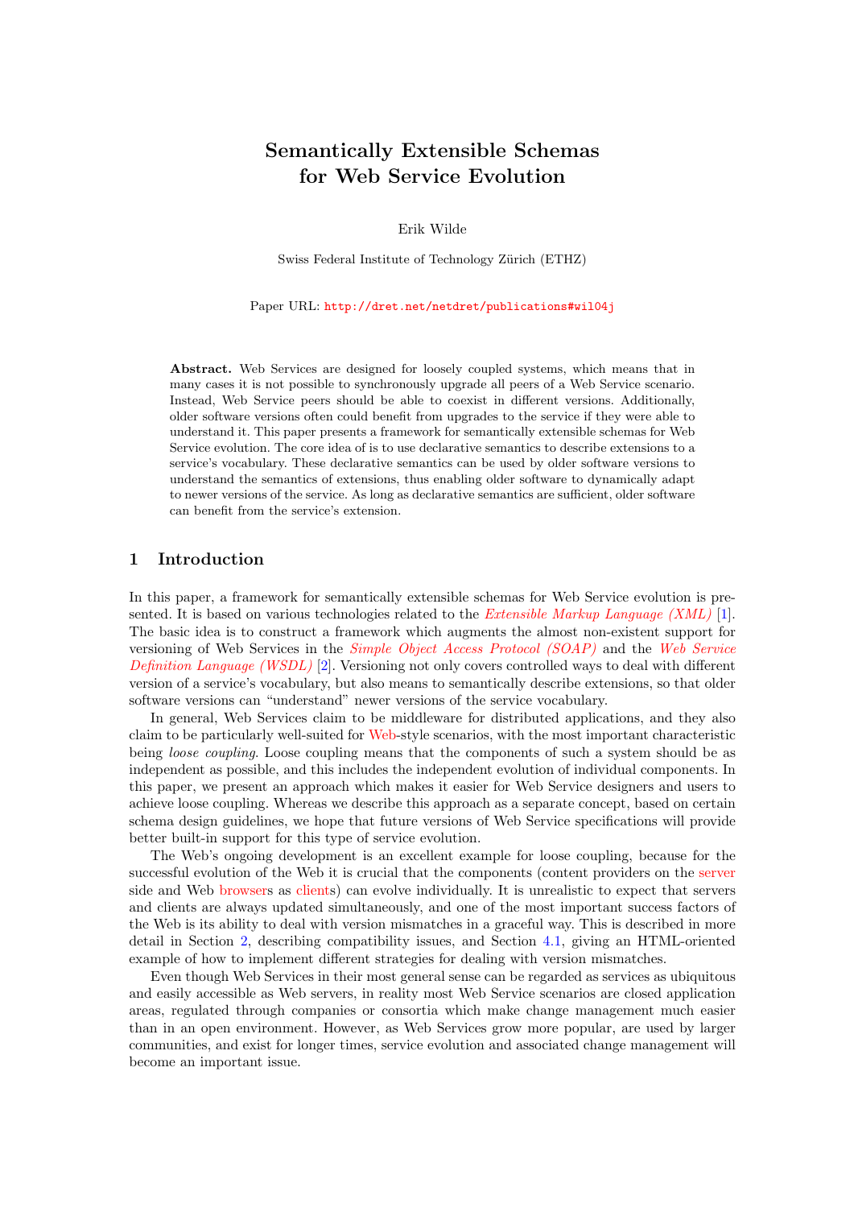# Semantically Extensible Schemas for Web Service Evolution

Erik Wilde

Swiss Federal Institute of Technology Zürich (ETHZ)

Paper URL: http://dret.net/netdret/publications#wil04j

**Abstract.** Web Services are designed for loosely coupled systems, which means that in many cases it is not possible to synchronously upgrade all peers of a Web Service scenario. Instead, Web Service peers should be able to coexist in different versions. Additionally, older software versions often could benefit from upgrades to the service if they were able to understand it. This paper presents a framework for semantically extensible schemas for Web Service evolution. The core idea of is to use declarative semantics to describe extensions to a service's vocabulary. These declarative semantics can be used by older software versions to understand the semantics of extensions, thus enabling older software to dynamically adapt to newer versions of the service. As long as declarative semantics are sufficient, older software can benefit from the service's extension.

## 1 Introduction

In this paper, a framework for semantically extensible schemas for Web Service evolution is presented. It is based on various technologies related to the *Extensible Markup Language (XML)* [1]. The basic idea is to construct a framework which augments the almost non-existent support for versioning of Web Services in the *Simple Object Access Protocol (SOAP)* and the *Web Service Definition Language (WSDL)* [2]. Versioning not only covers controlled ways to deal with different version of a service's vocabulary, but also means to semantically describe extensions, so that older software versions can "understand" newer versions of the service vocabulary.

In general, Web Services claim to be middleware for distributed applications, and they also claim to be particularly well-suited for Web-style scenarios, with the most important characteristic being *loose coupling*. Loose coupling means that the components of such a system should be as independent as possible, and this includes the independent evolution of individual components. In this paper, we present an approach which makes it easier for Web Service designers and users to achieve loose coupling. Whereas we describe this approach as a separate concept, based on certain schema design guidelines, we hope that future versions of Web Service specifications will provide better built-in support for this type of service evolution.

The Web's ongoing development is an excellent example for loose coupling, because for the successful evolution of the Web it is crucial that the components (content providers on the server side and Web browsers as clients) can evolve individually. It is unrealistic to expect that servers and clients are always updated simultaneously, and one of the most important success factors of the Web is its ability to deal with version mismatches in a graceful way. This is described in more detail in Section 2, describing compatibility issues, and Section 4.1, giving an HTML-oriented example of how to implement different strategies for dealing with version mismatches.

Even though Web Services in their most general sense can be regarded as services as ubiquitous and easily accessible as Web servers, in reality most Web Service scenarios are closed application areas, regulated through companies or consortia which make change management much easier than in an open environment. However, as Web Services grow more popular, are used by larger communities, and exist for longer times, service evolution and associated change management will become an important issue.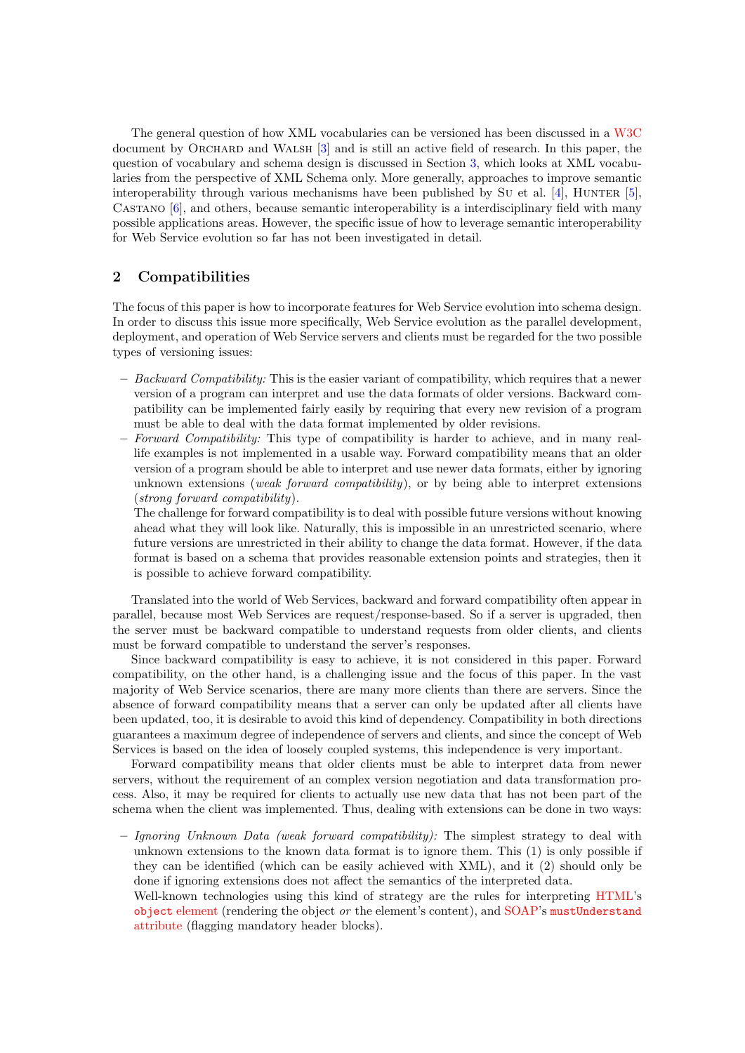The general question of how XML vocabularies can be versioned has been discussed in a W3C document by Orchard and Walsh [3] and is still an active field of research. In this paper, the question of vocabulary and schema design is discussed in Section 3, which looks at XML vocabularies from the perspective of XML Schema only. More generally, approaches to improve semantic interoperability through various mechanisms have been published by Su et al. [4], Hunter [5], Castano [6], and others, because semantic interoperability is a interdisciplinary field with many possible applications areas. However, the specific issue of how to leverage semantic interoperability for Web Service evolution so far has not been investigated in detail.

## 2 Compatibilities

The focus of this paper is how to incorporate features for Web Service evolution into schema design. In order to discuss this issue more specifically, Web Service evolution as the parallel development, deployment, and operation of Web Service servers and clients must be regarded for the two possible types of versioning issues:

- *Backward Compatibility:* This is the easier variant of compatibility, which requires that a newer version of a program can interpret and use the data formats of older versions. Backward compatibility can be implemented fairly easily by requiring that every new revision of a program must be able to deal with the data format implemented by older revisions.
- *Forward Compatibility:* This type of compatibility is harder to achieve, and in many real-life examples is not implemented in a usable way. Forward compatibility means that an older version of a program should be able to interpret and use newer data formats, either by ignoring unknown extensions (*weak forward compatibility*), or by being able to interpret extensions (*strong forward compatibility*).
  The challenge for forward compatibility is to deal with possible future versions without knowing ahead what they will look like. Naturally, this is impossible in an unrestricted scenario, where future versions are unrestricted in their ability to change the data format. However, if the data format is based on a schema that provides reasonable extension points and strategies, then it is possible to achieve forward compatibility.

Translated into the world of Web Services, backward and forward compatibility often appear in parallel, because most Web Services are request/response-based. So if a server is upgraded, then the server must be backward compatible to understand requests from older clients, and clients must be forward compatible to understand the server's responses.

Since backward compatibility is easy to achieve, it is not considered in this paper. Forward compatibility, on the other hand, is a challenging issue and the focus of this paper. In the vast majority of Web Service scenarios, there are many more clients than there are servers. Since the absence of forward compatibility means that a server can only be updated after all clients have been updated, too, it is desirable to avoid this kind of dependency. Compatibility in both directions guarantees a maximum degree of independence of servers and clients, and since the concept of Web Services is based on the idea of loosely coupled systems, this independence is very important.

Forward compatibility means that older clients must be able to interpret data from newer servers, without the requirement of an complex version negotiation and data transformation process. Also, it may be required for clients to actually use new data that has not been part of the schema when the client was implemented. Thus, dealing with extensions can be done in two ways:

- *Ignoring Unknown Data (weak forward compatibility):* The simplest strategy to deal with unknown extensions to the known data format is to ignore them. This (1) is only possible if they can be identified (which can be easily achieved with XML), and it (2) should only be done if ignoring extensions does not affect the semantics of the interpreted data.
  Well-known technologies using this kind of strategy are the rules for interpreting HTML's `object` element (rendering the object *or* the element's content), and SOAP's `mustUnderstand` attribute (flagging mandatory header blocks).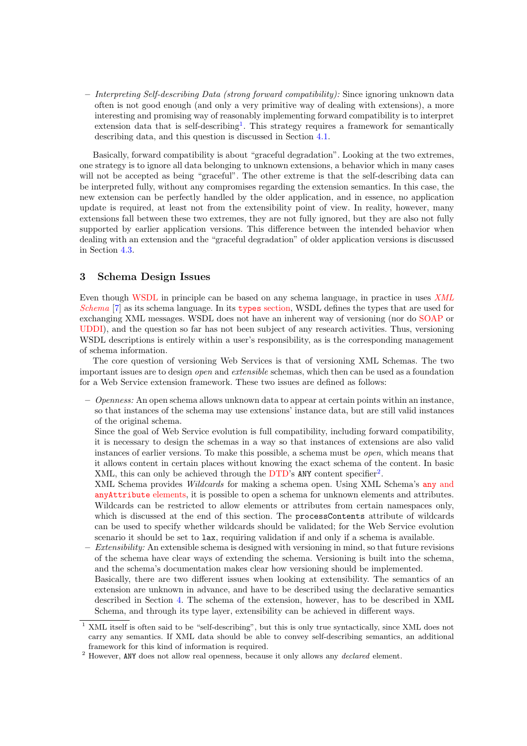– *Interpreting Self-describing Data (strong forward compatibility):* Since ignoring unknown data often is not good enough (and only a very primitive way of dealing with extensions), a more interesting and promising way of reasonably implementing forward compatibility is to interpret extension data that is self-describing[1]. This strategy requires a framework for semantically describing data, and this question is discussed in Section 4.1.

Basically, forward compatibility is about "graceful degradation". Looking at the two extremes, one strategy is to ignore all data belonging to unknown extensions, a behavior which in many cases will not be accepted as being "graceful". The other extreme is that the self-describing data can be interpreted fully, without any compromises regarding the extension semantics. In this case, the new extension can be perfectly handled by the older application, and in essence, no application update is required, at least not from the extensibility point of view. In reality, however, many extensions fall between these two extremes, they are not fully ignored, but they are also not fully supported by earlier application versions. This difference between the intended behavior when dealing with an extension and the "graceful degradation" of older application versions is discussed in Section 4.3.

## 3 Schema Design Issues

Even though WSDL in principle can be based on any schema language, in practice in uses *XML Schema* [7] as its schema language. In its `types` section, WSDL defines the types that are used for exchanging XML messages. WSDL does not have an inherent way of versioning (nor do SOAP or UDDI), and the question so far has not been subject of any research activities. Thus, versioning WSDL descriptions is entirely within a user's responsibility, as is the corresponding management of schema information.

The core question of versioning Web Services is that of versioning XML Schemas. The two important issues are to design *open* and *extensible* schemas, which then can be used as a foundation for a Web Service extension framework. These two issues are defined as follows:

– *Openness:* An open schema allows unknown data to appear at certain points within an instance, so that instances of the schema may use extensions' instance data, but are still valid instances of the original schema.
  Since the goal of Web Service evolution is full compatibility, including forward compatibility, it is necessary to design the schemas in a way so that instances of extensions are also valid instances of earlier versions. To make this possible, a schema must be *open*, which means that it allows content in certain places without knowing the exact schema of the content. In basic XML, this can only be achieved through the DTD's `ANY` content specifier[2].
  XML Schema provides *Wildcards* for making a schema open. Using XML Schema's `any` and `anyAttribute` elements, it is possible to open a schema for unknown elements and attributes. Wildcards can be restricted to allow elements or attributes from certain namespaces only, which is discussed at the end of this section. The `processContents` attribute of wildcards can be used to specify whether wildcards should be validated; for the Web Service evolution scenario it should be set to `lax`, requiring validation if and only if a schema is available.
– *Extensibility:* An extensible schema is designed with versioning in mind, so that future revisions of the schema have clear ways of extending the schema. Versioning is built into the schema, and the schema's documentation makes clear how versioning should be implemented.
  Basically, there are two different issues when looking at extensibility. The semantics of an extension are unknown in advance, and have to be described using the declarative semantics described in Section 4. The schema of the extension, however, has to be described in XML Schema, and through its type layer, extensibility can be achieved in different ways.

[1] XML itself is often said to be "self-describing", but this is only true syntactically, since XML does not carry any semantics. If XML data should be able to convey self-describing semantics, an additional framework for this kind of information is required.

[2] However, `ANY` does not allow real openness, because it only allows any *declared* element.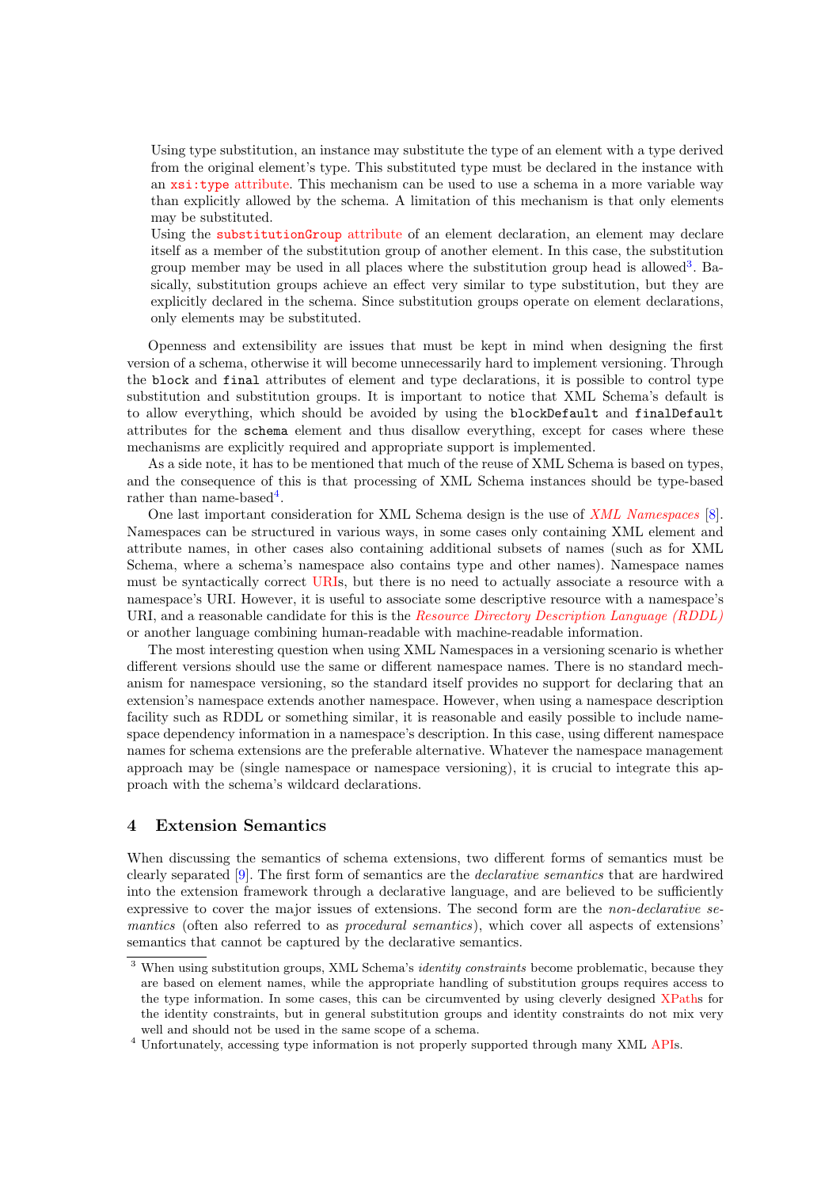Using type substitution, an instance may substitute the type of an element with a type derived from the original element's type. This substituted type must be declared in the instance with an `xsi:type` attribute. This mechanism can be used to use a schema in a more variable way than explicitly allowed by the schema. A limitation of this mechanism is that only elements may be substituted.

Using the `substitutionGroup` attribute of an element declaration, an element may declare itself as a member of the substitution group of another element. In this case, the substitution group member may be used in all places where the substitution group head is allowed[3]. Basically, substitution groups achieve an effect very similar to type substitution, but they are explicitly declared in the schema. Since substitution groups operate on element declarations, only elements may be substituted.

Openness and extensibility are issues that must be kept in mind when designing the first version of a schema, otherwise it will become unnecessarily hard to implement versioning. Through the `block` and `final` attributes of element and type declarations, it is possible to control type substitution and substitution groups. It is important to notice that XML Schema's default is to allow everything, which should be avoided by using the `blockDefault` and `finalDefault` attributes for the `schema` element and thus disallow everything, except for cases where these mechanisms are explicitly required and appropriate support is implemented.

As a side note, it has to be mentioned that much of the reuse of XML Schema is based on types, and the consequence of this is that processing of XML Schema instances should be type-based rather than name-based[4].

One last important consideration for XML Schema design is the use of *XML Namespaces* [8]. Namespaces can be structured in various ways, in some cases only containing XML element and attribute names, in other cases also containing additional subsets of names (such as for XML Schema, where a schema's namespace also contains type and other names). Namespace names must be syntactically correct URIs, but there is no need to actually associate a resource with a namespace's URI. However, it is useful to associate some descriptive resource with a namespace's URI, and a reasonable candidate for this is the *Resource Directory Description Language (RDDL)* or another language combining human-readable with machine-readable information.

The most interesting question when using XML Namespaces in a versioning scenario is whether different versions should use the same or different namespace names. There is no standard mechanism for namespace versioning, so the standard itself provides no support for declaring that an extension's namespace extends another namespace. However, when using a namespace description facility such as RDDL or something similar, it is reasonable and easily possible to include namespace dependency information in a namespace's description. In this case, using different namespace names for schema extensions are the preferable alternative. Whatever the namespace management approach may be (single namespace or namespace versioning), it is crucial to integrate this approach with the schema's wildcard declarations.

## 4 Extension Semantics

When discussing the semantics of schema extensions, two different forms of semantics must be clearly separated [9]. The first form of semantics are the *declarative semantics* that are hardwired into the extension framework through a declarative language, and are believed to be sufficiently expressive to cover the major issues of extensions. The second form are the *non-declarative semantics* (often also referred to as *procedural semantics*), which cover all aspects of extensions' semantics that cannot be captured by the declarative semantics.

[3] When using substitution groups, XML Schema's *identity constraints* become problematic, because they are based on element names, while the appropriate handling of substitution groups requires access to the type information. In some cases, this can be circumvented by using cleverly designed XPaths for the identity constraints, but in general substitution groups and identity constraints do not mix very well and should not be used in the same scope of a schema.

[4] Unfortunately, accessing type information is not properly supported through many XML APIs.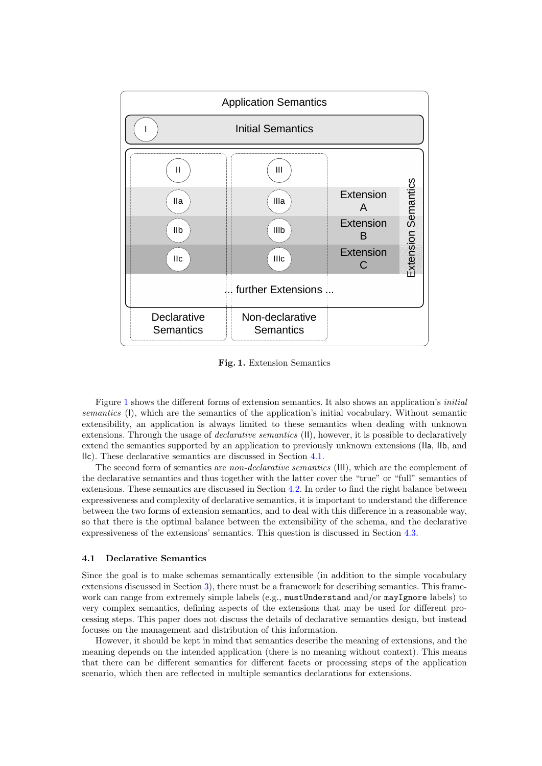Fig. 1. Extension Semantics

Figure 1 shows the different forms of extension semantics. It also shows an application's *initial semantics* (I), which are the semantics of the application's initial vocabulary. Without semantic extensibility, an application is always limited to these semantics when dealing with unknown extensions. Through the usage of *declarative semantics* (II), however, it is possible to declaratively extend the semantics supported by an application to previously unknown extensions (IIa, IIb, and IIc). These declarative semantics are discussed in Section 4.1.

The second form of semantics are *non-declarative semantics* (III), which are the complement of the declarative semantics and thus together with the latter cover the "true" or "full" semantics of extensions. These semantics are discussed in Section 4.2. In order to find the right balance between expressiveness and complexity of declarative semantics, it is important to understand the difference between the two forms of extension semantics, and to deal with this difference in a reasonable way, so that there is the optimal balance between the extensibility of the schema, and the declarative expressiveness of the extensions' semantics. This question is discussed in Section 4.3.

### 4.1 Declarative Semantics

Since the goal is to make schemas semantically extensible (in addition to the simple vocabulary extensions discussed in Section 3), there must be a framework for describing semantics. This framework can range from extremely simple labels (e.g., `mustUnderstand` and/or `mayIgnore` labels) to very complex semantics, defining aspects of the extensions that may be used for different processing steps. This paper does not discuss the details of declarative semantics design, but instead focuses on the management and distribution of this information.

However, it should be kept in mind that semantics describe the meaning of extensions, and the meaning depends on the intended application (there is no meaning without context). This means that there can be different semantics for different facets or processing steps of the application scenario, which then are reflected in multiple semantics declarations for extensions.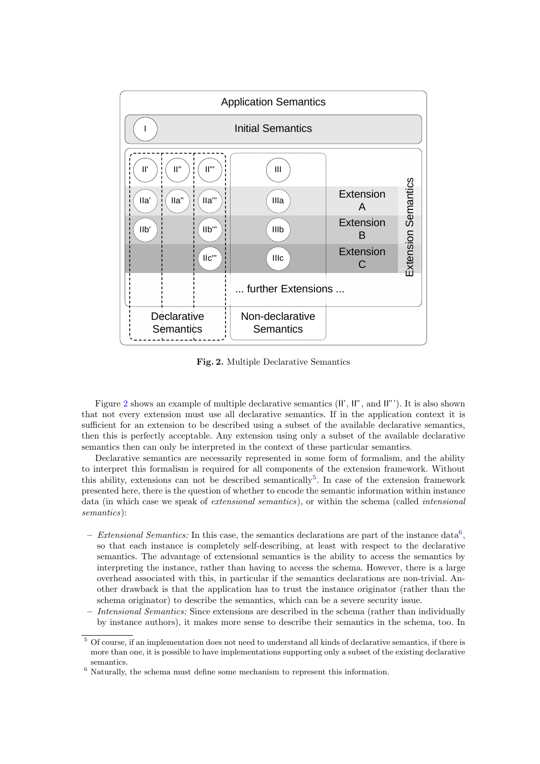Application Semantics

I Initial Semantics

II' II" II'" III

IIa' IIa" IIa'" IIIa Extension A

IIb' IIb'" IIIb Extension B

IIc'" IIIc Extension C

... further Extensions ...

Extension Semantics

Declarative Semantics

Non-declarative Semantics

**Fig. 2.** Multiple Declarative Semantics

Figure 2 shows an example of multiple declarative semantics (II', II", and II"'). It is also shown that not every extension must use all declarative semantics. If in the application context it is sufficient for an extension to be described using a subset of the available declarative semantics, then this is perfectly acceptable. Any extension using only a subset of the available declarative semantics then can only be interpreted in the context of these particular semantics.

Declarative semantics are necessarily represented in some form of formalism, and the ability to interpret this formalism is required for all components of the extension framework. Without this ability, extensions can not be described semantically[5]. In case of the extension framework presented here, there is the question of whether to encode the semantic information within instance data (in which case we speak of *extensional semantics*), or within the schema (called *intensional semantics*):

- *Extensional Semantics:* In this case, the semantics declarations are part of the instance data[6], so that each instance is completely self-describing, at least with respect to the declarative semantics. The advantage of extensional semantics is the ability to access the semantics by interpreting the instance, rather than having to access the schema. However, there is a large overhead associated with this, in particular if the semantics declarations are non-trivial. Another drawback is that the application has to trust the instance originator (rather than the schema originator) to describe the semantics, which can be a severe security issue.
- *Intensional Semantics:* Since extensions are described in the schema (rather than individually by instance authors), it makes more sense to describe their semantics in the schema, too. In

[5] Of course, if an implementation does not need to understand all kinds of declarative semantics, if there is more than one, it is possible to have implementations supporting only a subset of the existing declarative semantics.

[6] Naturally, the schema must define some mechanism to represent this information.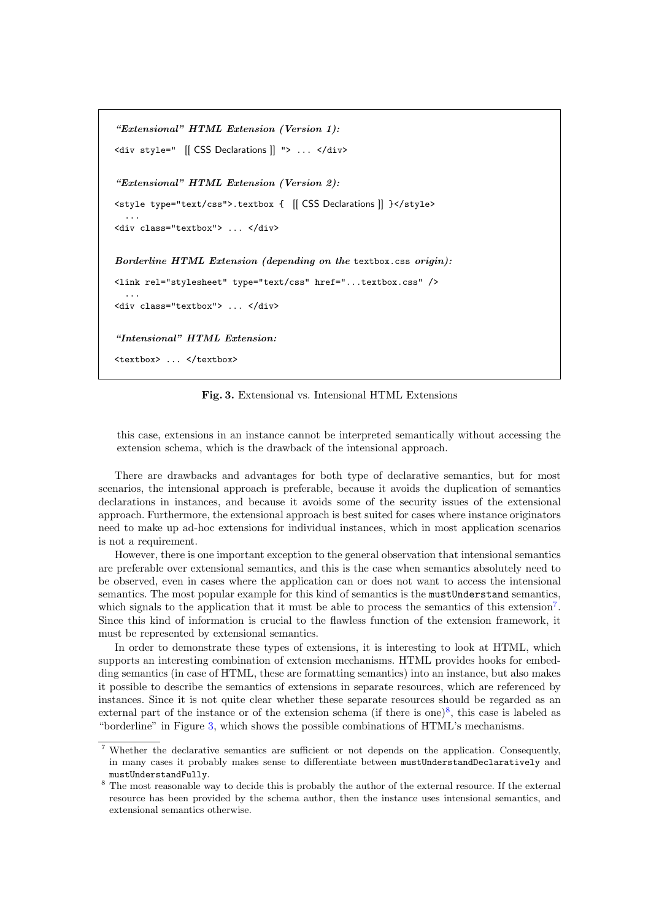*"Extensional" HTML Extension (Version 1):*

```
<div style="  [[ CSS Declarations ]] "> ... </div>
```

*"Extensional" HTML Extension (Version 2):*

```
<style type="text/css">.textbox {  [[ CSS Declarations ]] }</style>
  ...
<div class="textbox"> ... </div>
```

*Borderline HTML Extension (depending on the* `textbox.css` *origin):*

```
<link rel="stylesheet" type="text/css" href="...textbox.css" />
  ...
<div class="textbox"> ... </div>
```

*"Intensional" HTML Extension:*

```
<textbox> ... </textbox>
```

**Fig. 3.** Extensional vs. Intensional HTML Extensions

this case, extensions in an instance cannot be interpreted semantically without accessing the extension schema, which is the drawback of the intensional approach.

There are drawbacks and advantages for both type of declarative semantics, but for most scenarios, the intensional approach is preferable, because it avoids the duplication of semantics declarations in instances, and because it avoids some of the security issues of the extensional approach. Furthermore, the extensional approach is best suited for cases where instance originators need to make up ad-hoc extensions for individual instances, which in most application scenarios is not a requirement.

However, there is one important exception to the general observation that intensional semantics are preferable over extensional semantics, and this is the case when semantics absolutely need to be observed, even in cases where the application can or does not want to access the intensional semantics. The most popular example for this kind of semantics is the `mustUnderstand` semantics, which signals to the application that it must be able to process the semantics of this extension[7]. Since this kind of information is crucial to the flawless function of the extension framework, it must be represented by extensional semantics.

In order to demonstrate these types of extensions, it is interesting to look at HTML, which supports an interesting combination of extension mechanisms. HTML provides hooks for embedding semantics (in case of HTML, these are formatting semantics) into an instance, but also makes it possible to describe the semantics of extensions in separate resources, which are referenced by instances. Since it is not quite clear whether these separate resources should be regarded as an external part of the instance or of the extension schema (if there is one)[8], this case is labeled as "borderline" in Figure 3, which shows the possible combinations of HTML's mechanisms.

[7] Whether the declarative semantics are sufficient or not depends on the application. Consequently, in many cases it probably makes sense to differentiate between `mustUnderstandDeclaratively` and `mustUnderstandFully`.

[8] The most reasonable way to decide this is probably the author of the external resource. If the external resource has been provided by the schema author, then the instance uses intensional semantics, and extensional semantics otherwise.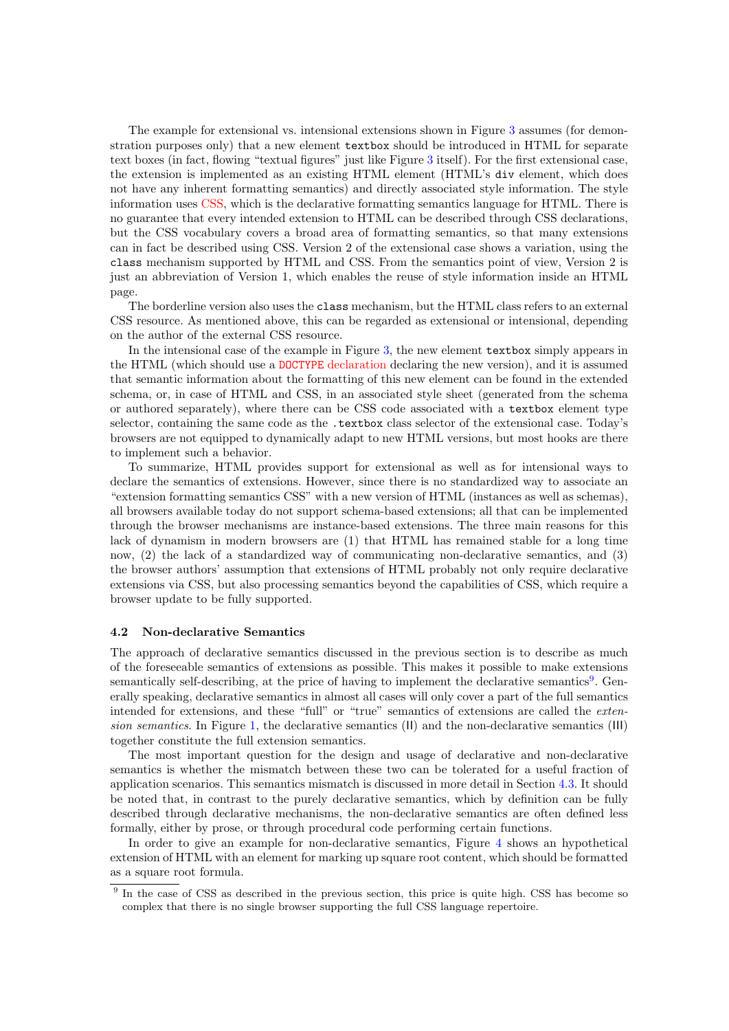The example for extensional vs. intensional extensions shown in Figure 3 assumes (for demonstration purposes only) that a new element `textbox` should be introduced in HTML for separate text boxes (in fact, flowing "textual figures" just like Figure 3 itself). For the first extensional case, the extension is implemented as an existing HTML element (HTML's `div` element, which does not have any inherent formatting semantics) and directly associated style information. The style information uses CSS, which is the declarative formatting semantics language for HTML. There is no guarantee that every intended extension to HTML can be described through CSS declarations, but the CSS vocabulary covers a broad area of formatting semantics, so that many extensions can in fact be described using CSS. Version 2 of the extensional case shows a variation, using the `class` mechanism supported by HTML and CSS. From the semantics point of view, Version 2 is just an abbreviation of Version 1, which enables the reuse of style information inside an HTML page.

The borderline version also uses the `class` mechanism, but the HTML class refers to an external CSS resource. As mentioned above, this can be regarded as extensional or intensional, depending on the author of the external CSS resource.

In the intensional case of the example in Figure 3, the new element `textbox` simply appears in the HTML (which should use a `DOCTYPE` declaration declaring the new version), and it is assumed that semantic information about the formatting of this new element can be found in the extended schema, or, in case of HTML and CSS, in an associated style sheet (generated from the schema or authored separately), where there can be CSS code associated with a `textbox` element type selector, containing the same code as the `.textbox` class selector of the extensional case. Today's browsers are not equipped to dynamically adapt to new HTML versions, but most hooks are there to implement such a behavior.

To summarize, HTML provides support for extensional as well as for intensional ways to declare the semantics of extensions. However, since there is no standardized way to associate an "extension formatting semantics CSS" with a new version of HTML (instances as well as schemas), all browsers available today do not support schema-based extensions; all that can be implemented through the browser mechanisms are instance-based extensions. The three main reasons for this lack of dynamism in modern browsers are (1) that HTML has remained stable for a long time now, (2) the lack of a standardized way of communicating non-declarative semantics, and (3) the browser authors' assumption that extensions of HTML probably not only require declarative extensions via CSS, but also processing semantics beyond the capabilities of CSS, which require a browser update to be fully supported.

### 4.2 Non-declarative Semantics

The approach of declarative semantics discussed in the previous section is to describe as much of the foreseeable semantics of extensions as possible. This makes it possible to make extensions semantically self-describing, at the price of having to implement the declarative semantics[9]. Generally speaking, declarative semantics in almost all cases will only cover a part of the full semantics intended for extensions, and these "full" or "true" semantics of extensions are called the *extension semantics*. In Figure 1, the declarative semantics (II) and the non-declarative semantics (III) together constitute the full extension semantics.

The most important question for the design and usage of declarative and non-declarative semantics is whether the mismatch between these two can be tolerated for a useful fraction of application scenarios. This semantics mismatch is discussed in more detail in Section 4.3. It should be noted that, in contrast to the purely declarative semantics, which by definition can be fully described through declarative mechanisms, the non-declarative semantics are often defined less formally, either by prose, or through procedural code performing certain functions.

In order to give an example for non-declarative semantics, Figure 4 shows an hypothetical extension of HTML with an element for marking up square root content, which should be formatted as a square root formula.

[9] In the case of CSS as described in the previous section, this price is quite high. CSS has become so complex that there is no single browser supporting the full CSS language repertoire.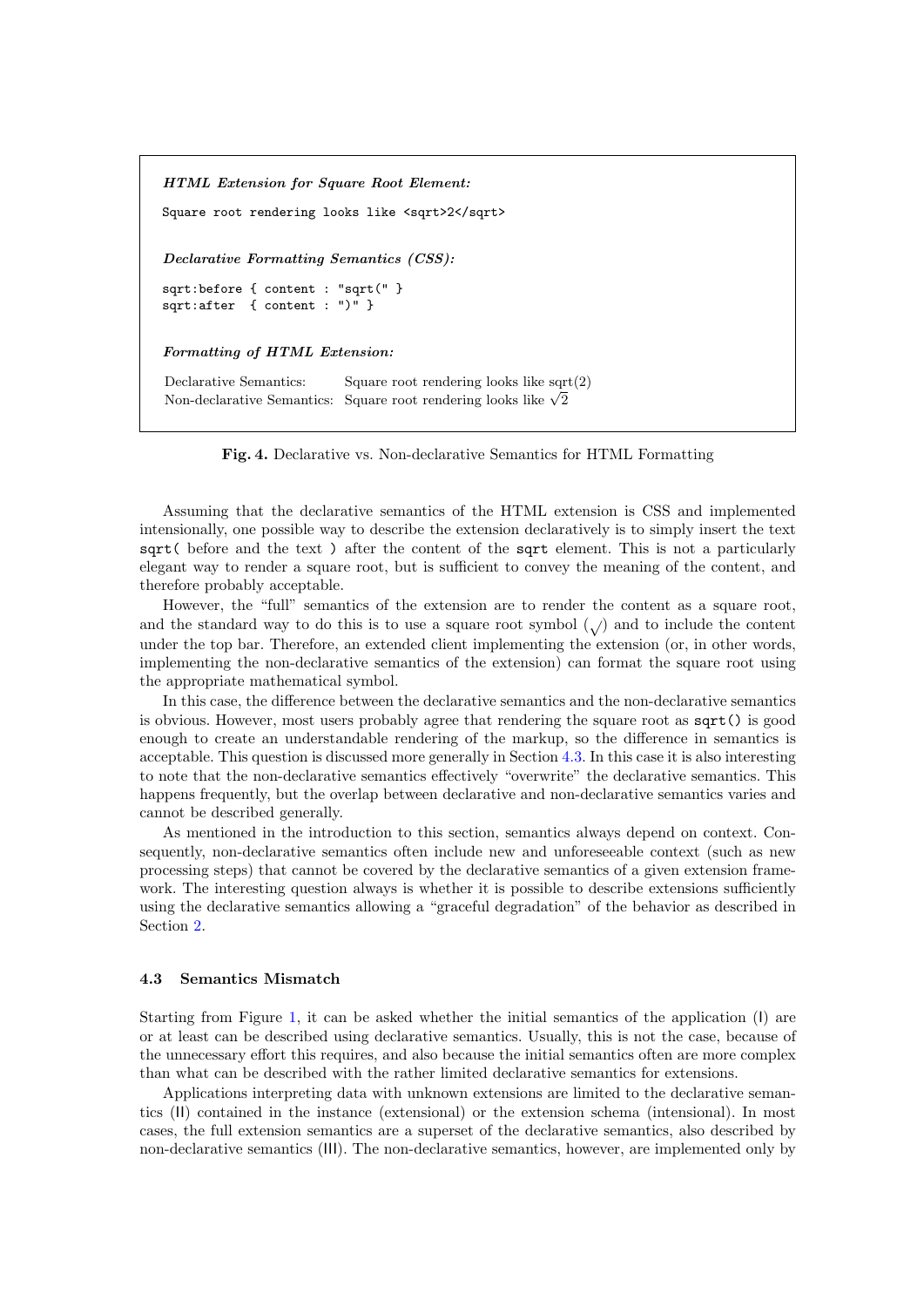***HTML Extension for Square Root Element:***

```
Square root rendering looks like <sqrt>2</sqrt>
```

***Declarative Formatting Semantics (CSS):***

```
sqrt:before { content : "sqrt(" }
sqrt:after  { content : ")" }
```

***Formatting of HTML Extension:***

| | |
|---|---|
| Declarative Semantics: | Square root rendering looks like sqrt(2) |
| Non-declarative Semantics: | Square root rendering looks like $\sqrt{2}$ |

**Fig. 4.** Declarative vs. Non-declarative Semantics for HTML Formatting

Assuming that the declarative semantics of the HTML extension is CSS and implemented intensionally, one possible way to describe the extension declaratively is to simply insert the text `sqrt(` before and the text `)` after the content of the `sqrt` element. This is not a particularly elegant way to render a square root, but is sufficient to convey the meaning of the content, and therefore probably acceptable.

However, the "full" semantics of the extension are to render the content as a square root, and the standard way to do this is to use a square root symbol ($\sqrt{}$) and to include the content under the top bar. Therefore, an extended client implementing the extension (or, in other words, implementing the non-declarative semantics of the extension) can format the square root using the appropriate mathematical symbol.

In this case, the difference between the declarative semantics and the non-declarative semantics is obvious. However, most users probably agree that rendering the square root as `sqrt()` is good enough to create an understandable rendering of the markup, so the difference in semantics is acceptable. This question is discussed more generally in Section 4.3. In this case it is also interesting to note that the non-declarative semantics effectively "overwrite" the declarative semantics. This happens frequently, but the overlap between declarative and non-declarative semantics varies and cannot be described generally.

As mentioned in the introduction to this section, semantics always depend on context. Consequently, non-declarative semantics often include new and unforeseeable context (such as new processing steps) that cannot be covered by the declarative semantics of a given extension framework. The interesting question always is whether it is possible to describe extensions sufficiently using the declarative semantics allowing a "graceful degradation" of the behavior as described in Section 2.

### 4.3 Semantics Mismatch

Starting from Figure 1, it can be asked whether the initial semantics of the application (I) are or at least can be described using declarative semantics. Usually, this is not the case, because of the unnecessary effort this requires, and also because the initial semantics often are more complex than what can be described with the rather limited declarative semantics for extensions.

Applications interpreting data with unknown extensions are limited to the declarative semantics (II) contained in the instance (extensional) or the extension schema (intensional). In most cases, the full extension semantics are a superset of the declarative semantics, also described by non-declarative semantics (III). The non-declarative semantics, however, are implemented only by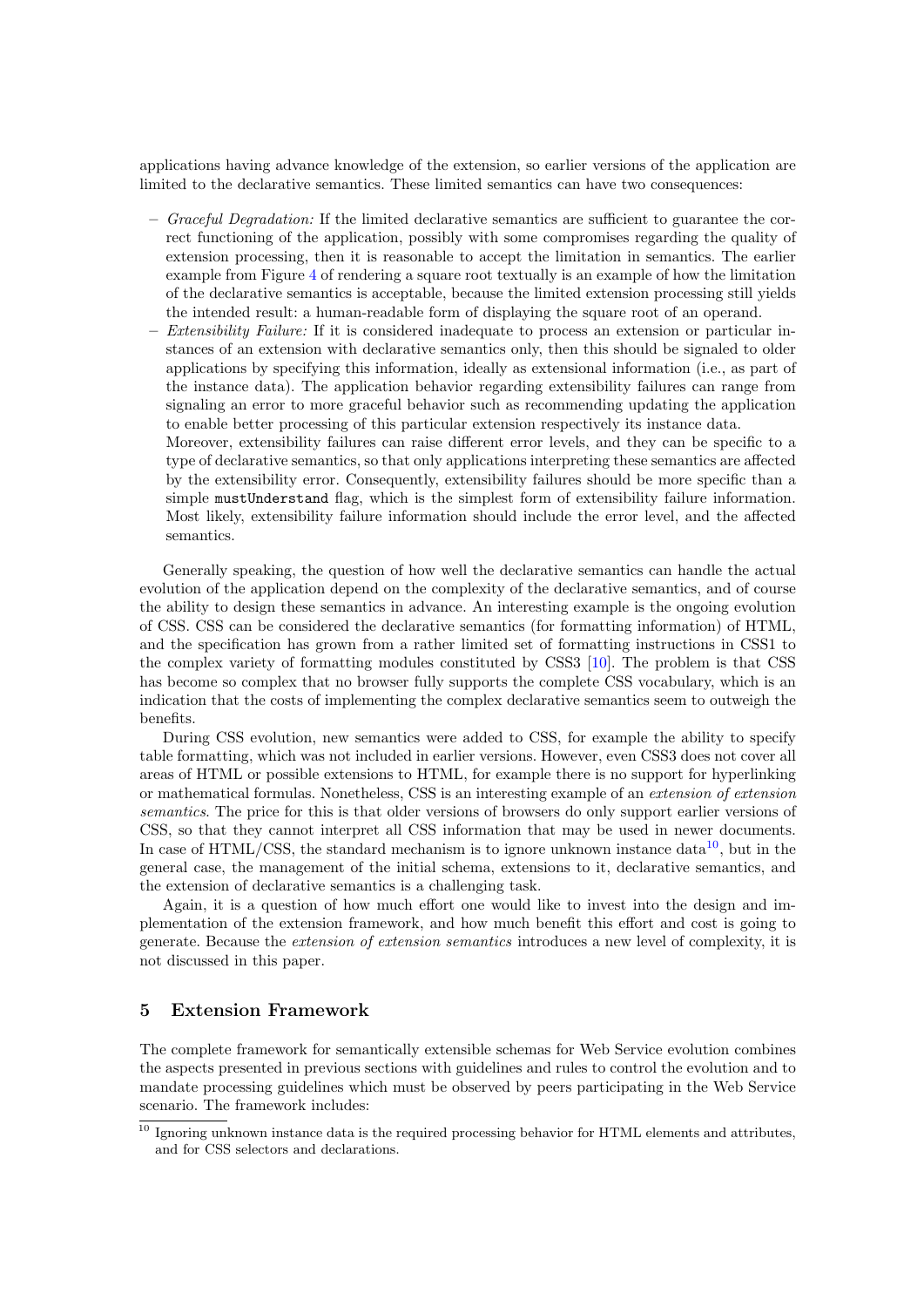applications having advance knowledge of the extension, so earlier versions of the application are limited to the declarative semantics. These limited semantics can have two consequences:

- *Graceful Degradation:* If the limited declarative semantics are sufficient to guarantee the correct functioning of the application, possibly with some compromises regarding the quality of extension processing, then it is reasonable to accept the limitation in semantics. The earlier example from Figure 4 of rendering a square root textually is an example of how the limitation of the declarative semantics is acceptable, because the limited extension processing still yields the intended result: a human-readable form of displaying the square root of an operand.
- *Extensibility Failure:* If it is considered inadequate to process an extension or particular instances of an extension with declarative semantics only, then this should be signaled to older applications by specifying this information, ideally as extensional information (i.e., as part of the instance data). The application behavior regarding extensibility failures can range from signaling an error to more graceful behavior such as recommending updating the application to enable better processing of this particular extension respectively its instance data.
  Moreover, extensibility failures can raise different error levels, and they can be specific to a type of declarative semantics, so that only applications interpreting these semantics are affected by the extensibility error. Consequently, extensibility failures should be more specific than a simple `mustUnderstand` flag, which is the simplest form of extensibility failure information. Most likely, extensibility failure information should include the error level, and the affected semantics.

Generally speaking, the question of how well the declarative semantics can handle the actual evolution of the application depend on the complexity of the declarative semantics, and of course the ability to design these semantics in advance. An interesting example is the ongoing evolution of CSS. CSS can be considered the declarative semantics (for formatting information) of HTML, and the specification has grown from a rather limited set of formatting instructions in CSS1 to the complex variety of formatting modules constituted by CSS3 [10]. The problem is that CSS has become so complex that no browser fully supports the complete CSS vocabulary, which is an indication that the costs of implementing the complex declarative semantics seem to outweigh the benefits.

During CSS evolution, new semantics were added to CSS, for example the ability to specify table formatting, which was not included in earlier versions. However, even CSS3 does not cover all areas of HTML or possible extensions to HTML, for example there is no support for hyperlinking or mathematical formulas. Nonetheless, CSS is an interesting example of an *extension of extension semantics*. The price for this is that older versions of browsers do only support earlier versions of CSS, so that they cannot interpret all CSS information that may be used in newer documents. In case of HTML/CSS, the standard mechanism is to ignore unknown instance data[10], but in the general case, the management of the initial schema, extensions to it, declarative semantics, and the extension of declarative semantics is a challenging task.

Again, it is a question of how much effort one would like to invest into the design and implementation of the extension framework, and how much benefit this effort and cost is going to generate. Because the *extension of extension semantics* introduces a new level of complexity, it is not discussed in this paper.

## 5 Extension Framework

The complete framework for semantically extensible schemas for Web Service evolution combines the aspects presented in previous sections with guidelines and rules to control the evolution and to mandate processing guidelines which must be observed by peers participating in the Web Service scenario. The framework includes:

[10] Ignoring unknown instance data is the required processing behavior for HTML elements and attributes, and for CSS selectors and declarations.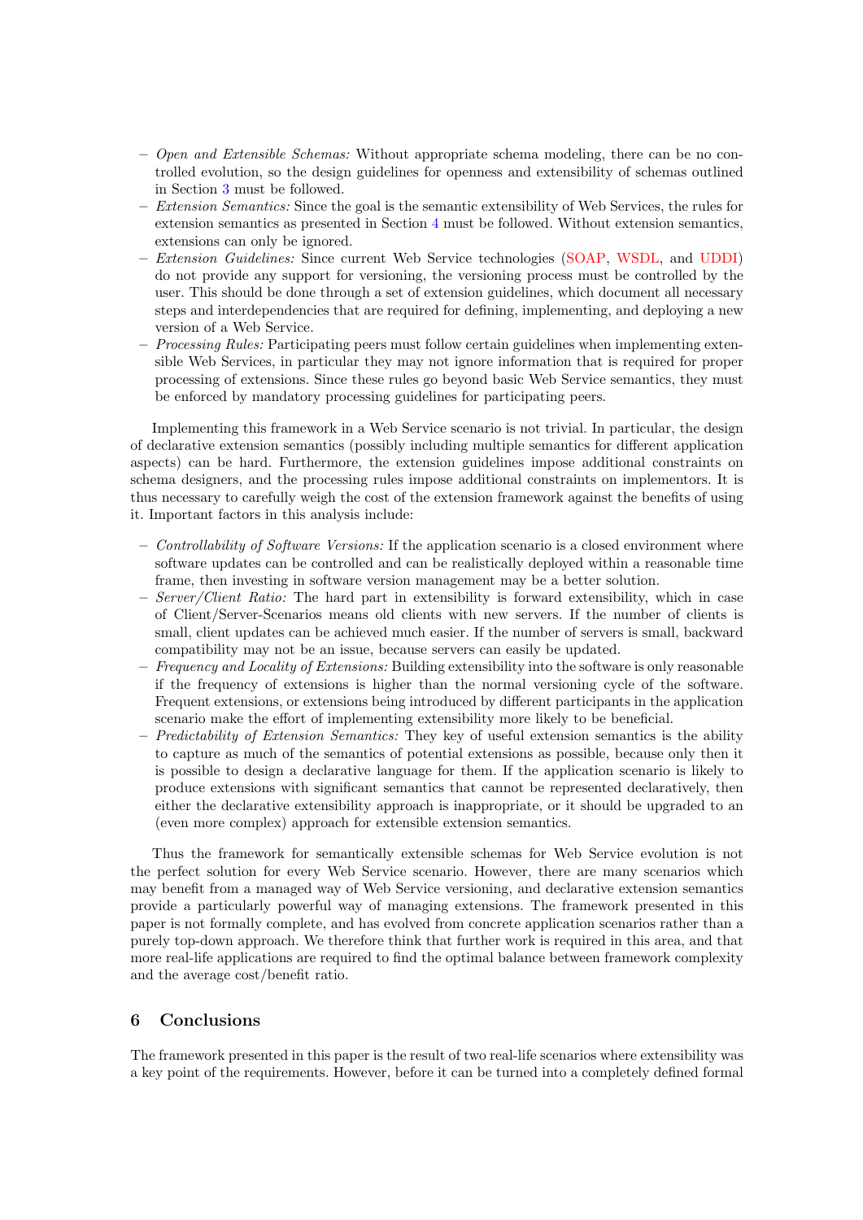- *Open and Extensible Schemas:* Without appropriate schema modeling, there can be no controlled evolution, so the design guidelines for openness and extensibility of schemas outlined in Section 3 must be followed.
- *Extension Semantics:* Since the goal is the semantic extensibility of Web Services, the rules for extension semantics as presented in Section 4 must be followed. Without extension semantics, extensions can only be ignored.
- *Extension Guidelines:* Since current Web Service technologies (SOAP, WSDL, and UDDI) do not provide any support for versioning, the versioning process must be controlled by the user. This should be done through a set of extension guidelines, which document all necessary steps and interdependencies that are required for defining, implementing, and deploying a new version of a Web Service.
- *Processing Rules:* Participating peers must follow certain guidelines when implementing extensible Web Services, in particular they may not ignore information that is required for proper processing of extensions. Since these rules go beyond basic Web Service semantics, they must be enforced by mandatory processing guidelines for participating peers.

Implementing this framework in a Web Service scenario is not trivial. In particular, the design of declarative extension semantics (possibly including multiple semantics for different application aspects) can be hard. Furthermore, the extension guidelines impose additional constraints on schema designers, and the processing rules impose additional constraints on implementors. It is thus necessary to carefully weigh the cost of the extension framework against the benefits of using it. Important factors in this analysis include:

- *Controllability of Software Versions:* If the application scenario is a closed environment where software updates can be controlled and can be realistically deployed within a reasonable time frame, then investing in software version management may be a better solution.
- *Server/Client Ratio:* The hard part in extensibility is forward extensibility, which in case of Client/Server-Scenarios means old clients with new servers. If the number of clients is small, client updates can be achieved much easier. If the number of servers is small, backward compatibility may not be an issue, because servers can easily be updated.
- *Frequency and Locality of Extensions:* Building extensibility into the software is only reasonable if the frequency of extensions is higher than the normal versioning cycle of the software. Frequent extensions, or extensions being introduced by different participants in the application scenario make the effort of implementing extensibility more likely to be beneficial.
- *Predictability of Extension Semantics:* They key of useful extension semantics is the ability to capture as much of the semantics of potential extensions as possible, because only then it is possible to design a declarative language for them. If the application scenario is likely to produce extensions with significant semantics that cannot be represented declaratively, then either the declarative extensibility approach is inappropriate, or it should be upgraded to an (even more complex) approach for extensible extension semantics.

Thus the framework for semantically extensible schemas for Web Service evolution is not the perfect solution for every Web Service scenario. However, there are many scenarios which may benefit from a managed way of Web Service versioning, and declarative extension semantics provide a particularly powerful way of managing extensions. The framework presented in this paper is not formally complete, and has evolved from concrete application scenarios rather than a purely top-down approach. We therefore think that further work is required in this area, and that more real-life applications are required to find the optimal balance between framework complexity and the average cost/benefit ratio.

## 6 Conclusions

The framework presented in this paper is the result of two real-life scenarios where extensibility was a key point of the requirements. However, before it can be turned into a completely defined formal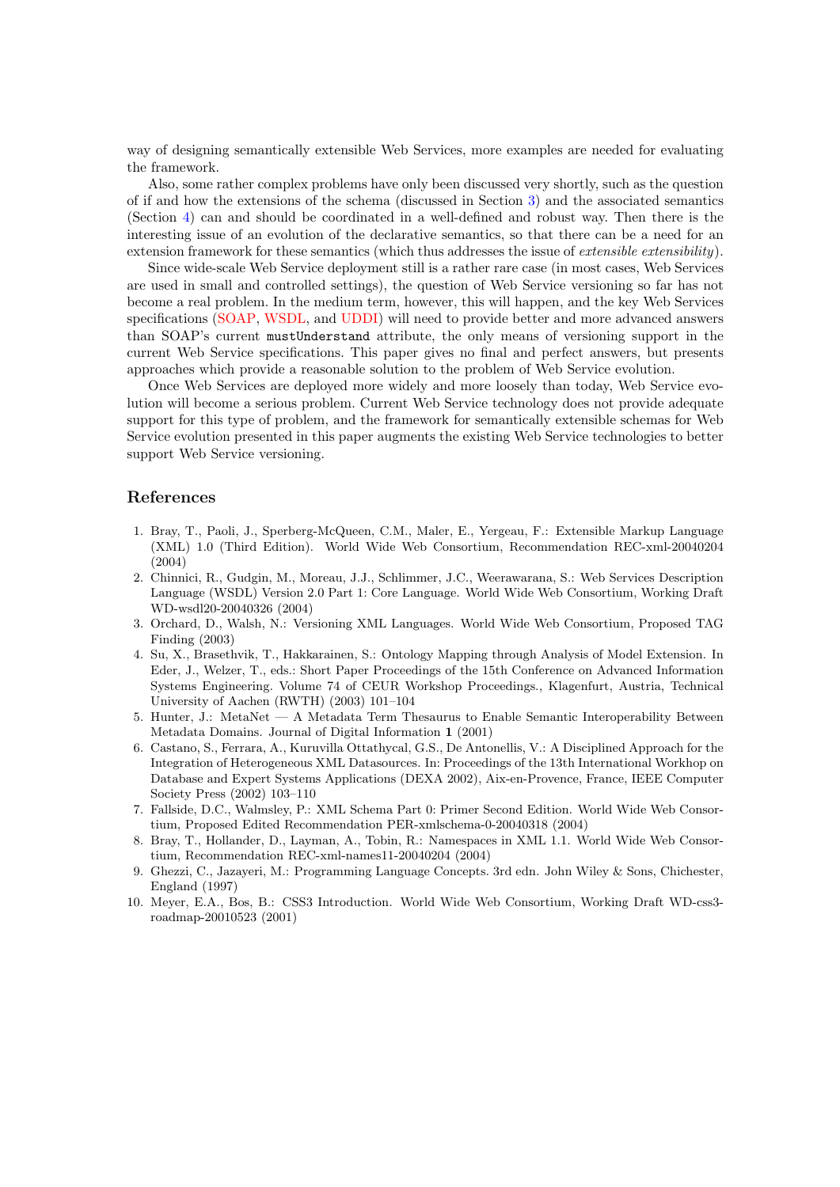way of designing semantically extensible Web Services, more examples are needed for evaluating the framework.

Also, some rather complex problems have only been discussed very shortly, such as the question of if and how the extensions of the schema (discussed in Section 3) and the associated semantics (Section 4) can and should be coordinated in a well-defined and robust way. Then there is the interesting issue of an evolution of the declarative semantics, so that there can be a need for an extension framework for these semantics (which thus addresses the issue of *extensible extensibility*).

Since wide-scale Web Service deployment still is a rather rare case (in most cases, Web Services are used in small and controlled settings), the question of Web Service versioning so far has not become a real problem. In the medium term, however, this will happen, and the key Web Services specifications (SOAP, WSDL, and UDDI) will need to provide better and more advanced answers than SOAP's current `mustUnderstand` attribute, the only means of versioning support in the current Web Service specifications. This paper gives no final and perfect answers, but presents approaches which provide a reasonable solution to the problem of Web Service evolution.

Once Web Services are deployed more widely and more loosely than today, Web Service evolution will become a serious problem. Current Web Service technology does not provide adequate support for this type of problem, and the framework for semantically extensible schemas for Web Service evolution presented in this paper augments the existing Web Service technologies to better support Web Service versioning.

## References

1. Bray, T., Paoli, J., Sperberg-McQueen, C.M., Maler, E., Yergeau, F.: Extensible Markup Language (XML) 1.0 (Third Edition). World Wide Web Consortium, Recommendation REC-xml-20040204 (2004)
2. Chinnici, R., Gudgin, M., Moreau, J.J., Schlimmer, J.C., Weerawarana, S.: Web Services Description Language (WSDL) Version 2.0 Part 1: Core Language. World Wide Web Consortium, Working Draft WD-wsdl20-20040326 (2004)
3. Orchard, D., Walsh, N.: Versioning XML Languages. World Wide Web Consortium, Proposed TAG Finding (2003)
4. Su, X., Brasethvik, T., Hakkarainen, S.: Ontology Mapping through Analysis of Model Extension. In Eder, J., Welzer, T., eds.: Short Paper Proceedings of the 15th Conference on Advanced Information Systems Engineering. Volume 74 of CEUR Workshop Proceedings., Klagenfurt, Austria, Technical University of Aachen (RWTH) (2003) 101–104
5. Hunter, J.: MetaNet — A Metadata Term Thesaurus to Enable Semantic Interoperability Between Metadata Domains. Journal of Digital Information **1** (2001)
6. Castano, S., Ferrara, A., Kuruvilla Ottathycal, G.S., De Antonellis, V.: A Disciplined Approach for the Integration of Heterogeneous XML Datasources. In: Proceedings of the 13th International Workhop on Database and Expert Systems Applications (DEXA 2002), Aix-en-Provence, France, IEEE Computer Society Press (2002) 103–110
7. Fallside, D.C., Walmsley, P.: XML Schema Part 0: Primer Second Edition. World Wide Web Consortium, Proposed Edited Recommendation PER-xmlschema-0-20040318 (2004)
8. Bray, T., Hollander, D., Layman, A., Tobin, R.: Namespaces in XML 1.1. World Wide Web Consortium, Recommendation REC-xml-names11-20040204 (2004)
9. Ghezzi, C., Jazayeri, M.: Programming Language Concepts. 3rd edn. John Wiley & Sons, Chichester, England (1997)
10. Meyer, E.A., Bos, B.: CSS3 Introduction. World Wide Web Consortium, Working Draft WD-css3-roadmap-20010523 (2001)